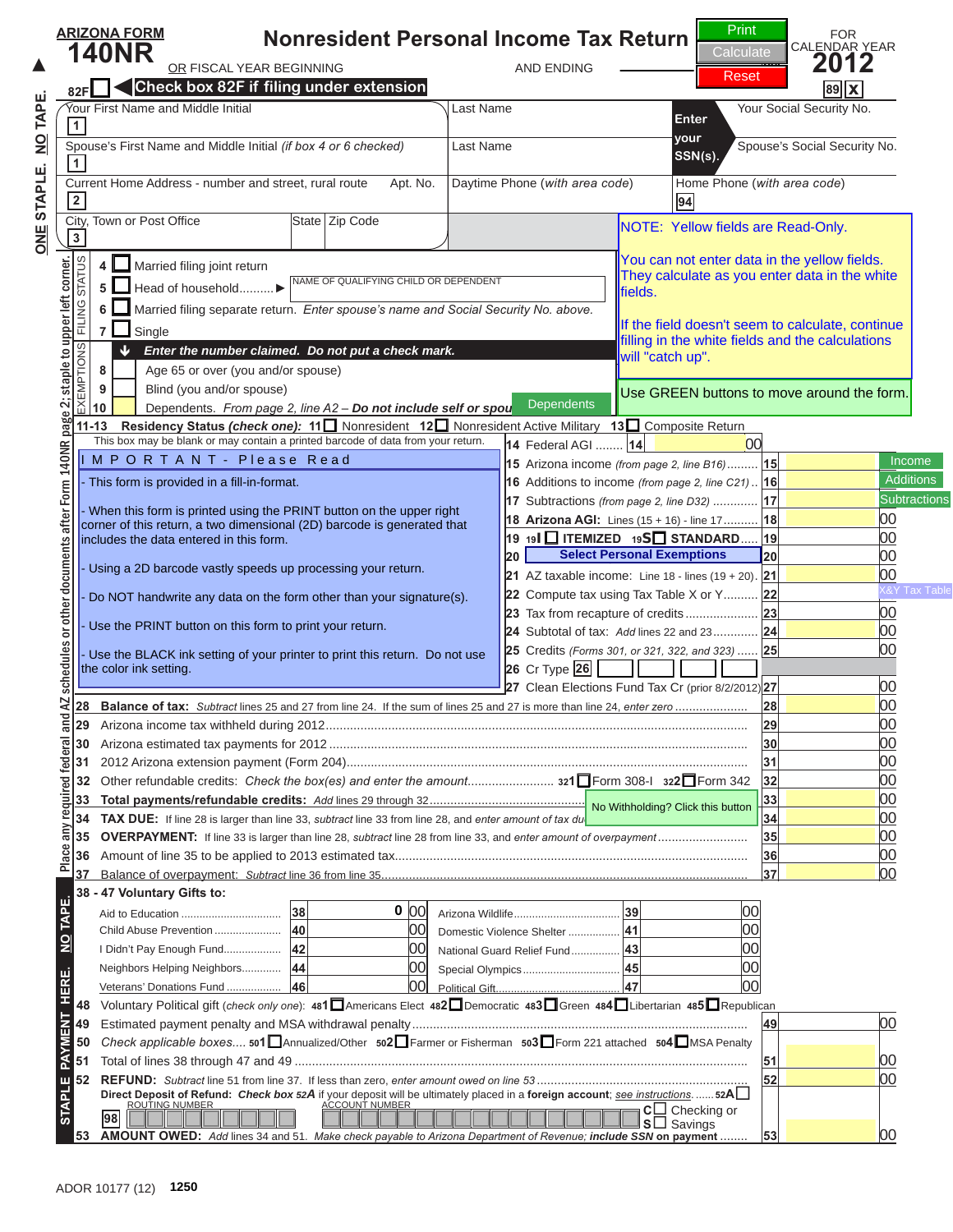**ARIZONA FORM 140NR**

# Nonresident Personal Income Tax Return

OR FISCAL YEAR BEGINNING AND ENDING

FOR CALENDAR YEAR **2012**

Print | Calculate | Reset

82F ☐ ◀ **Check box 82F if filing under extension**

89 X

ONE STAPLE. NO TAPE.

| | | |
|---|---|---|
| Your First Name and Middle Initial **1** | Last Name | Enter your SSN(s). Your Social Security No. |
| Spouse's First Name and Middle Initial *(if box 4 or 6 checked)* **1** | Last Name | Spouse's Social Security No. |
| Current Home Address - number and street, rural route **2** Apt. No. | Daytime Phone *(with area code)* | Home Phone *(with area code)* **94** |
| City, Town or Post Office **3** State Zip Code | | |

NOTE: Yellow fields are Read-Only.

You can not enter data in the yellow fields. They calculate as you enter data in the white fields.

If the field doesn't seem to calculate, continue filling in the white fields and the calculations will "catch up".

Use GREEN buttons to move around the form.

**FILING STATUS**

4 ☐ Married filing joint return

5 ☐ Head of household.......... ▶ NAME OF QUALIFYING CHILD OR DEPENDENT

6 ☐ Married filing separate return. *Enter spouse's name and Social Security No. above.*

7 ☐ Single

**EXEMPTIONS**

***Enter the number claimed. Do not put a check mark.***

8 ☐ Age 65 or over (you and/or spouse)

9 ☐ Blind (you and/or spouse)

10 ☐ Dependents. *From page 2, line A2 – **Do not include self or spouse*** [Dependents]

**11-13 Residency Status *(check one)*:** 11 ☐ Nonresident 12 ☐ Nonresident Active Military 13 ☐ Composite Return

Place any required federal and AZ schedules or other documents after Form 140NR page 2; staple to upper left corner.

This box may be blank or may contain a printed barcode of data from your return.

**I M P O R T A N T - Please Read**

- This form is provided in a fill-in-format.
- When this form is printed using the PRINT button on the upper right corner of this return, a two dimensional (2D) barcode is generated that includes the data entered in this form.
- Using a 2D barcode vastly speeds up processing your return.
- Do NOT handwrite any data on the form other than your signature(s).
- Use the PRINT button on this form to print your return.
- Use the BLACK ink setting of your printer to print this return. Do not use the color ink setting.

| Line | Description | No. | Amount |
|---|---|---|---|
| 14 | Federal AGI ........ | 14 | 00 |
| 15 | Arizona income *(from page 2, line B16)* ........ [Income] | 15 | |
| 16 | Additions to income *(from page 2, line C21)* .. [Additions] | 16 | |
| 17 | Subtractions *(from page 2, line D32)* ............. [Subtractions] | 17 | |
| 18 | **Arizona AGI:** Lines (15 + 16) - line 17 .......... | 18 | 00 |
| 19 | 19I ☐ **ITEMIZED** 19S ☐ **STANDARD**..... | 19 | 00 |
| 20 | **Select Personal Exemptions** | 20 | 00 |
| 21 | AZ taxable income: Line 18 - lines (19 + 20). | 21 | 00 |
| 22 | Compute tax using Tax Table X or Y.......... [X&Y Tax Table] | 22 | |
| 23 | Tax from recapture of credits ..................... | 23 | 00 |
| 24 | Subtotal of tax: *Add* lines 22 and 23............ | 24 | 00 |
| 25 | Credits *(Forms 301, or 321, 322, and 323)* ...... | 25 | 00 |
| 26 | Cr Type 26 | | |
| 27 | Clean Elections Fund Tax Cr (prior 8/2/2012) | 27 | 00 |
| 28 | **Balance of tax:** *Subtract* lines 25 and 27 from line 24. If the sum of lines 25 and 27 is more than line 24, *enter zero* .................... | 28 | 00 |
| 29 | Arizona income tax withheld during 2012....................... | 29 | 00 |
| 30 | Arizona estimated tax payments for 2012 ....................... | 30 | 00 |
| 31 | 2012 Arizona extension payment (Form 204)....................... | 31 | 00 |
| 32 | Other refundable credits: *Check the box(es) and enter the amount*......................... 321 ☐ Form 308-I 322 ☐ Form 342 | 32 | 00 |
| 33 | **Total payments/refundable credits:** *Add* lines 29 through 32.......... [No Withholding? Click this button] | 33 | 00 |
| 34 | **TAX DUE:** If line 28 is larger than line 33, *subtract* line 33 from line 28, and *enter amount of tax due* | 34 | 00 |
| 35 | **OVERPAYMENT:** If line 33 is larger than line 28, *subtract* line 28 from line 33, and *enter amount of overpayment* .......................... | 35 | 00 |
| 36 | Amount of line 35 to be applied to 2013 estimated tax............... | 36 | 00 |
| 37 | Balance of overpayment: *Subtract* line 36 from line 35................ | 37 | 00 |

**38 - 47 Voluntary Gifts to:**

| Gift | No. | Amount | Gift | No. | Amount |
|---|---|---|---|---|---|
| Aid to Education ................................ | 38 | 0 00 | Arizona Wildlife.................................. | 39 | 00 |
| Child Abuse Prevention ...................... | 40 | 00 | Domestic Violence Shelter ................. | 41 | 00 |
| I Didn't Pay Enough Fund................... | 42 | 00 | National Guard Relief Fund............... | 43 | 00 |
| Neighbors Helping Neighbors............ | 44 | 00 | Special Olympics............................... | 45 | 00 |
| Veterans' Donations Fund ................. | 46 | 00 | Political Gift........................................ | 47 | 00 |

48 Voluntary Political gift *(check only one)*: 481 ☐ Americans Elect 482 ☐ Democratic 483 ☐ Green 484 ☐ Libertarian 485 ☐ Republican

| Line | Description | No. | Amount |
|---|---|---|---|
| 49 | Estimated payment penalty and MSA withdrawal penalty..................... | 49 | 00 |
| 50 | *Check applicable boxes*.... 501 ☐ Annualized/Other 502 ☐ Farmer or Fisherman 503 ☐ Form 221 attached 504 ☐ MSA Penalty | | |
| 51 | Total of lines 38 through 47 and 49 ............................... | 51 | 00 |
| 52 | **REFUND:** *Subtract* line 51 from line 37. If less than zero, *enter amount owed on line 53* .......... | 52 | 00 |

**Direct Deposit of Refund:** *Check box 52A* if your deposit will be ultimately placed in a **foreign account**; *see instructions*....... 52A ☐

98 ROUTING NUMBER ACCOUNT NUMBER C ☐ Checking or S ☐ Savings

| 53 | **AMOUNT OWED:** *Add* lines 34 and 51. *Make check payable to Arizona Department of Revenue; **include SSN on payment*** ........ | 53 | 00 |
|---|---|---|---|

STAPLE PAYMENT HERE. NO TAPE.

ADOR 10177 (12) **1250**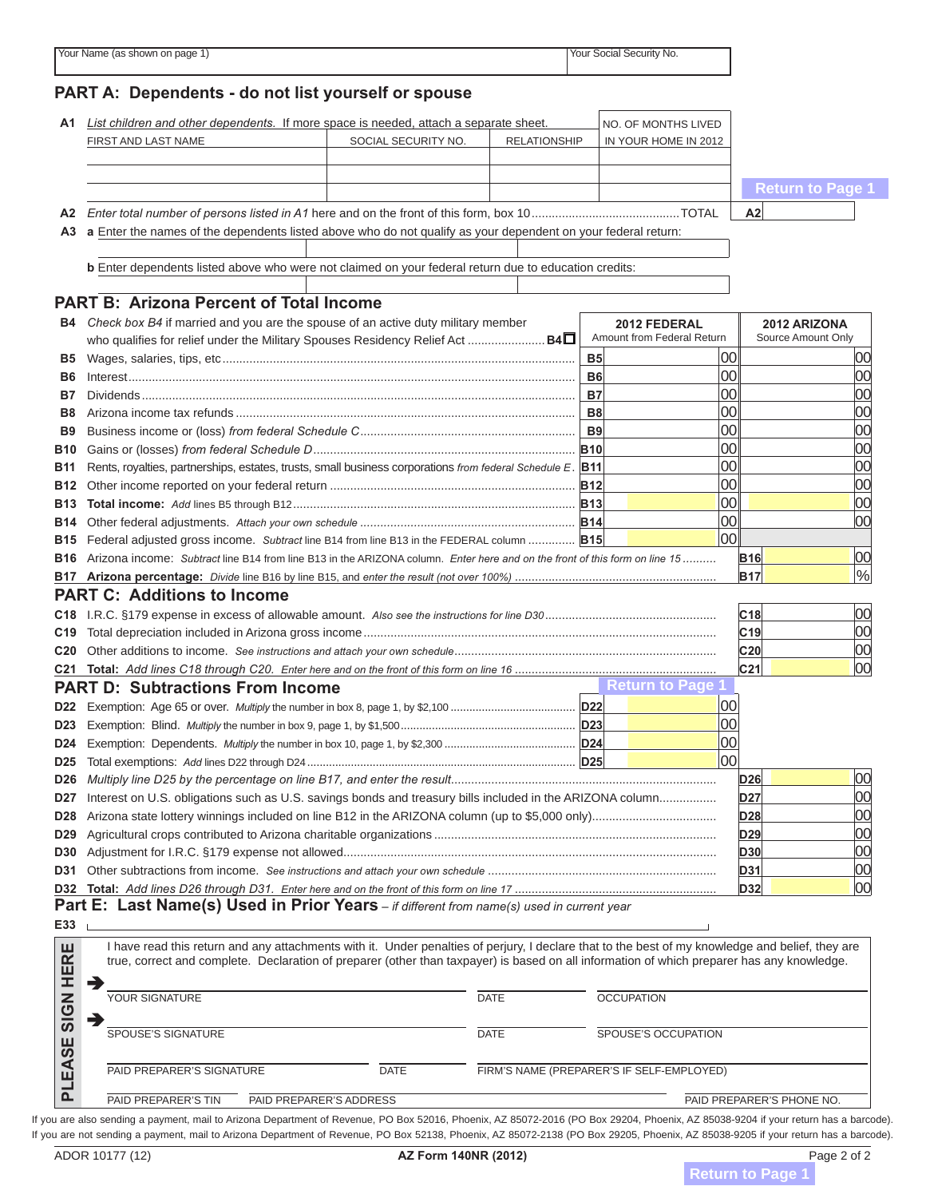| Your Name (as shown on page 1) | Your Social Security No. |
|---|---|
| | |

## PART A: Dependents - do not list yourself or spouse

**A1** *List children and other dependents.* If more space is needed, attach a separate sheet.

| FIRST AND LAST NAME | SOCIAL SECURITY NO. | RELATIONSHIP | NO. OF MONTHS LIVED IN YOUR HOME IN 2012 |
|---|---|---|---|
| | | | |
| | | | |
| | | | |

Return to Page 1

**A2** *Enter total number of persons listed in A1* here and on the front of this form, box 10 .......... TOTAL **A2**

**A3** **a** Enter the names of the dependents listed above who do not qualify as your dependent on your federal return:

**b** Enter dependents listed above who were not claimed on your federal return due to education credits:

## PART B: Arizona Percent of Total Income

| | | 2012 FEDERAL Amount from Federal Return | 2012 ARIZONA Source Amount Only |
|---|---|---|---|
| **B4** | *Check box B4* if married and you are the spouse of an active duty military member who qualifies for relief under the Military Spouses Residency Relief Act .......... **B4** ☐ | | |
| **B5** | Wages, salaries, tips, etc .......... | **B5** 00 | 00 |
| **B6** | Interest .......... | **B6** 00 | 00 |
| **B7** | Dividends .......... | **B7** 00 | 00 |
| **B8** | Arizona income tax refunds .......... | **B8** 00 | 00 |
| **B9** | Business income or (loss) *from federal Schedule C* .......... | **B9** 00 | 00 |
| **B10** | Gains or (losses) *from federal Schedule D* .......... | **B10** 00 | 00 |
| **B11** | Rents, royalties, partnerships, estates, trusts, small business corporations *from federal Schedule E* . | **B11** 00 | 00 |
| **B12** | Other income reported on your federal return .......... | **B12** 00 | 00 |
| **B13** | **Total income:** *Add* lines B5 through B12 .......... | **B13** 00 | 00 |
| **B14** | Other federal adjustments. *Attach your own schedule* .......... | **B14** 00 | 00 |
| **B15** | Federal adjusted gross income. *Subtract* line B14 from line B13 in the FEDERAL column .......... | **B15** 00 | |
| **B16** | Arizona income: *Subtract* line B14 from line B13 in the ARIZONA column. *Enter here and on the front of this form on line 15* .......... | | **B16** 00 |
| **B17** | **Arizona percentage:** *Divide* line B16 by line B15, and *enter the result (not over 100%)* .......... | | **B17** % |

## PART C: Additions to Income

| | | |
|---|---|---|
| **C18** | I.R.C. §179 expense in excess of allowable amount. *Also see the instructions for line D30* .......... | **C18** 00 |
| **C19** | Total depreciation included in Arizona gross income .......... | **C19** 00 |
| **C20** | Other additions to income. *See instructions and attach your own schedule* .......... | **C20** 00 |
| **C21** | **Total:** *Add lines C18 through C20. Enter here and on the front of this form on line 16* .......... | **C21** 00 |

## PART D: Subtractions From Income

Return to Page 1

| | | | |
|---|---|---|---|
| **D22** | Exemption: Age 65 or over. *Multiply* the number in box 8, page 1, by $2,100 .......... | **D22** 00 | |
| **D23** | Exemption: Blind. *Multiply* the number in box 9, page 1, by $1,500 .......... | **D23** 00 | |
| **D24** | Exemption: Dependents. *Multiply* the number in box 10, page 1, by $2,300 .......... | **D24** 00 | |
| **D25** | Total exemptions: *Add* lines D22 through D24 .......... | **D25** 00 | |
| **D26** | *Multiply line D25 by the percentage on line B17, and enter the result* .......... | | **D26** 00 |
| **D27** | Interest on U.S. obligations such as U.S. savings bonds and treasury bills included in the ARIZONA column .......... | | **D27** 00 |
| **D28** | Arizona state lottery winnings included on line B12 in the ARIZONA column (up to $5,000 only) .......... | | **D28** 00 |
| **D29** | Agricultural crops contributed to Arizona charitable organizations .......... | | **D29** 00 |
| **D30** | Adjustment for I.R.C. §179 expense not allowed .......... | | **D30** 00 |
| **D31** | Other subtractions from income. *See instructions and attach your own schedule* .......... | | **D31** 00 |
| **D32** | **Total:** *Add lines D26 through D31. Enter here and on the front of this form on line 17* .......... | | **D32** 00 |

## Part E: Last Name(s) Used in Prior Years – *if different from name(s) used in current year*

**E33**

**PLEASE SIGN HERE**

I have read this return and any attachments with it. Under penalties of perjury, I declare that to the best of my knowledge and belief, they are true, correct and complete. Declaration of preparer (other than taxpayer) is based on all information of which preparer has any knowledge.

| YOUR SIGNATURE | DATE | OCCUPATION |
|---|---|---|
| SPOUSE'S SIGNATURE | DATE | SPOUSE'S OCCUPATION |

| PAID PREPARER'S SIGNATURE | DATE | FIRM'S NAME (PREPARER'S IF SELF-EMPLOYED) |
|---|---|---|
| PAID PREPARER'S TIN | PAID PREPARER'S ADDRESS | PAID PREPARER'S PHONE NO. |

If you are also sending a payment, mail to Arizona Department of Revenue, PO Box 52016, Phoenix, AZ 85072-2016 (PO Box 29204, Phoenix, AZ 85038-9204 if your return has a barcode).
If you are not sending a payment, mail to Arizona Department of Revenue, PO Box 52138, Phoenix, AZ 85072-2138 (PO Box 29205, Phoenix, AZ 85038-9205 if your return has a barcode).

ADOR 10177 (12) **AZ Form 140NR (2012)**

Return to Page 1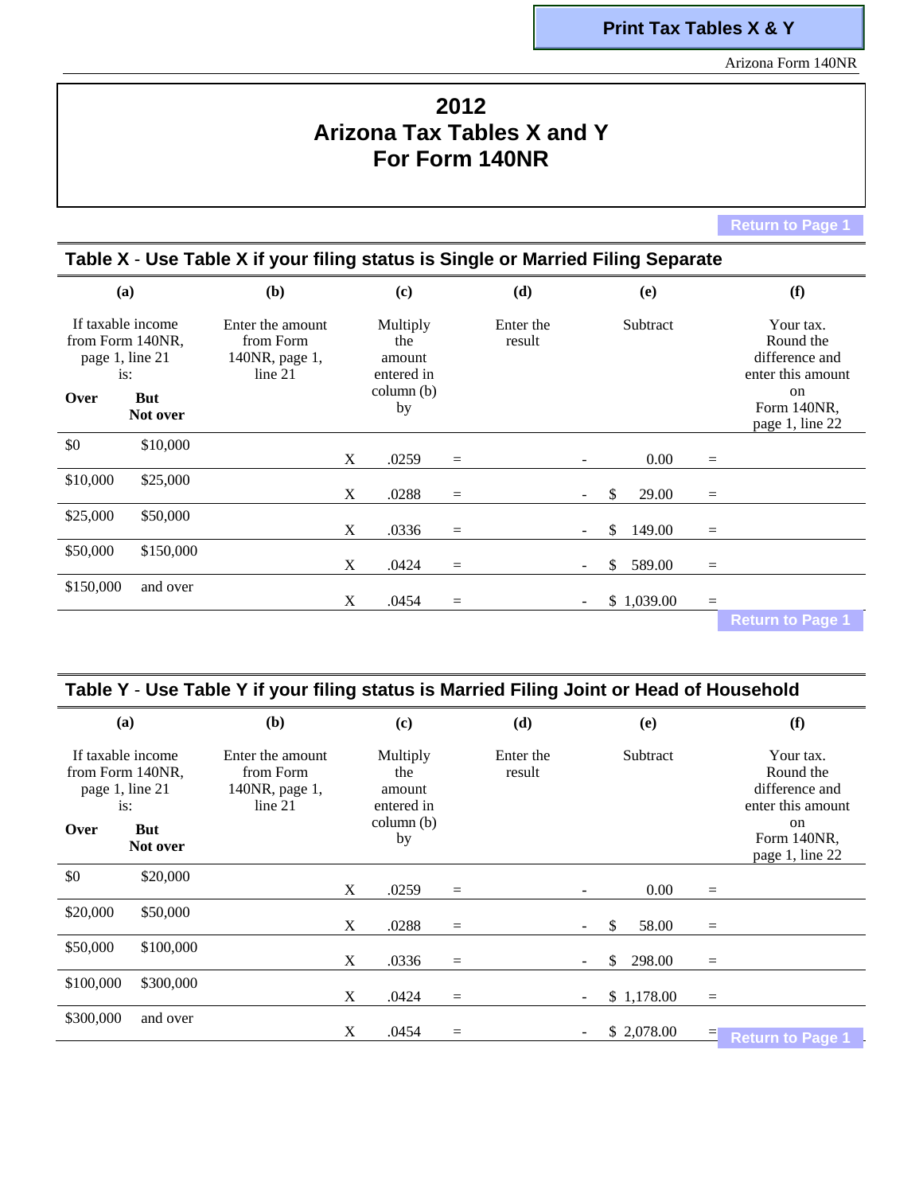Print Tax Tables X & Y

Arizona Form 140NR

# 2012
# Arizona Tax Tables X and Y
# For Form 140NR

Return to Page 1

## Table X - Use Table X if your filing status is Single or Married Filing Separate

| (a) | | (b) | | (c) | | (d) | | (e) | | (f) |
|---|---|---|---|---|---|---|---|---|---|---|
| If taxable income from Form 140NR, page 1, line 21 is: | | Enter the amount from Form 140NR, page 1, line 21 | | Multiply the amount entered in column (b) by | | Enter the result | | Subtract | | Your tax. Round the difference and enter this amount on Form 140NR, page 1, line 22 |
| **Over** | **But Not over** | | | | | | | | | |
| $0 | $10,000 | | X | .0259 | = | | - | 0.00 | = | |
| $10,000 | $25,000 | | X | .0288 | = | | - | $ 29.00 | = | |
| $25,000 | $50,000 | | X | .0336 | = | | - | $ 149.00 | = | |
| $50,000 | $150,000 | | X | .0424 | = | | - | $ 589.00 | = | |
| $150,000 | and over | | X | .0454 | = | | - | $ 1,039.00 | = | |

Return to Page 1

## Table Y - Use Table Y if your filing status is Married Filing Joint or Head of Household

| (a) | | (b) | | (c) | | (d) | | (e) | | (f) |
|---|---|---|---|---|---|---|---|---|---|---|
| If taxable income from Form 140NR, page 1, line 21 is: | | Enter the amount from Form 140NR, page 1, line 21 | | Multiply the amount entered in column (b) by | | Enter the result | | Subtract | | Your tax. Round the difference and enter this amount on Form 140NR, page 1, line 22 |
| **Over** | **But Not over** | | | | | | | | | |
| $0 | $20,000 | | X | .0259 | = | | - | 0.00 | = | |
| $20,000 | $50,000 | | X | .0288 | = | | - | $ 58.00 | = | |
| $50,000 | $100,000 | | X | .0336 | = | | - | $ 298.00 | = | |
| $100,000 | $300,000 | | X | .0424 | = | | - | $ 1,178.00 | = | |
| $300,000 | and over | | X | .0454 | = | | - | $ 2,078.00 | = | |

Return to Page 1